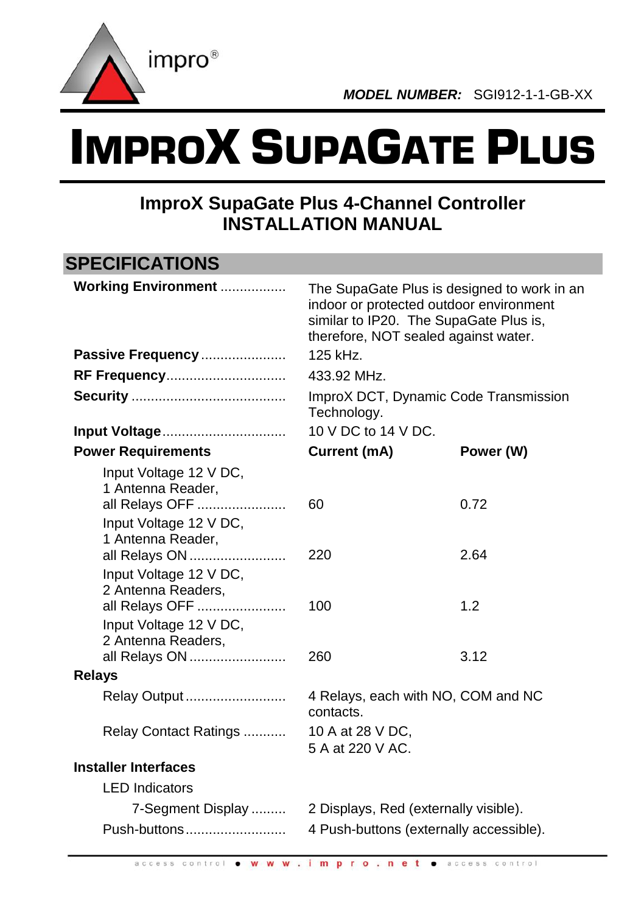impro®

***MODEL NUMBER:*** SGI912-1-1-GB-XX

# IMPROX SUPAGATE PLUS

## ImproX SupaGate Plus 4-Channel Controller
## INSTALLATION MANUAL

## SPECIFICATIONS

**Working Environment** ................. The SupaGate Plus is designed to work in an indoor or protected outdoor environment similar to IP20. The SupaGate Plus is, therefore, NOT sealed against water.

**Passive Frequency** ...................... 125 kHz.

**RF Frequency**............................... 433.92 MHz.

**Security** ........................................ ImproX DCT, Dynamic Code Transmission Technology.

**Input Voltage**................................ 10 V DC to 14 V DC.

| **Power Requirements** | **Current (mA)** | **Power (W)** |
|---|---|---|
| Input Voltage 12 V DC, 1 Antenna Reader, all Relays OFF | 60 | 0.72 |
| Input Voltage 12 V DC, 1 Antenna Reader, all Relays ON | 220 | 2.64 |
| Input Voltage 12 V DC, 2 Antenna Readers, all Relays OFF | 100 | 1.2 |
| Input Voltage 12 V DC, 2 Antenna Readers, all Relays ON | 260 | 3.12 |

**Relays**

Relay Output .......................... 4 Relays, each with NO, COM and NC contacts.

Relay Contact Ratings ........... 10 A at 28 V DC, 5 A at 220 V AC.

**Installer Interfaces**

LED Indicators

7-Segment Display ......... 2 Displays, Red (externally visible).

Push-buttons.......................... 4 Push-buttons (externally accessible).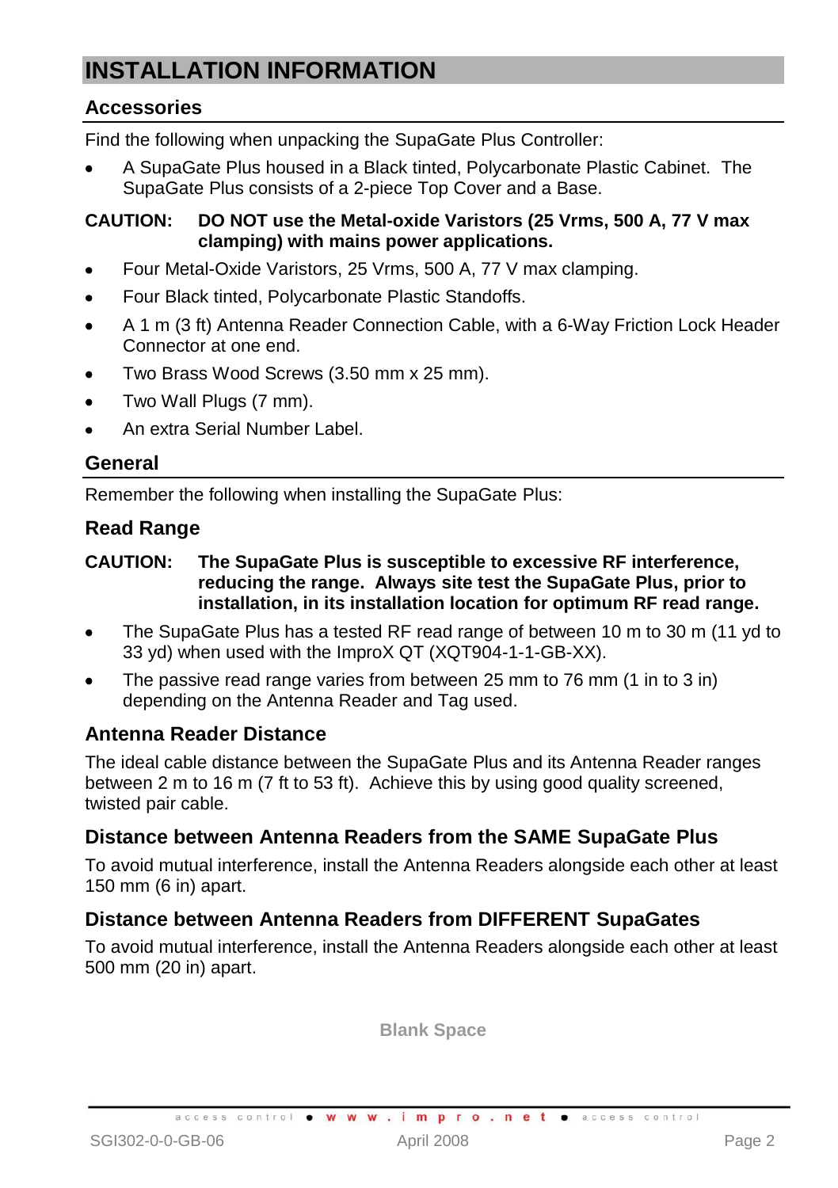# INSTALLATION INFORMATION

## Accessories

Find the following when unpacking the SupaGate Plus Controller:

- A SupaGate Plus housed in a Black tinted, Polycarbonate Plastic Cabinet. The SupaGate Plus consists of a 2-piece Top Cover and a Base.

**CAUTION: DO NOT use the Metal-oxide Varistors (25 Vrms, 500 A, 77 V max clamping) with mains power applications.**

- Four Metal-Oxide Varistors, 25 Vrms, 500 A, 77 V max clamping.
- Four Black tinted, Polycarbonate Plastic Standoffs.
- A 1 m (3 ft) Antenna Reader Connection Cable, with a 6-Way Friction Lock Header Connector at one end.
- Two Brass Wood Screws (3.50 mm x 25 mm).
- Two Wall Plugs (7 mm).
- An extra Serial Number Label.

## General

Remember the following when installing the SupaGate Plus:

### Read Range

**CAUTION: The SupaGate Plus is susceptible to excessive RF interference, reducing the range. Always site test the SupaGate Plus, prior to installation, in its installation location for optimum RF read range.**

- The SupaGate Plus has a tested RF read range of between 10 m to 30 m (11 yd to 33 yd) when used with the ImproX QT (XQT904-1-1-GB-XX).
- The passive read range varies from between 25 mm to 76 mm (1 in to 3 in) depending on the Antenna Reader and Tag used.

### Antenna Reader Distance

The ideal cable distance between the SupaGate Plus and its Antenna Reader ranges between 2 m to 16 m (7 ft to 53 ft). Achieve this by using good quality screened, twisted pair cable.

### Distance between Antenna Readers from the SAME SupaGate Plus

To avoid mutual interference, install the Antenna Readers alongside each other at least 150 mm (6 in) apart.

### Distance between Antenna Readers from DIFFERENT SupaGates

To avoid mutual interference, install the Antenna Readers alongside each other at least 500 mm (20 in) apart.

Blank Space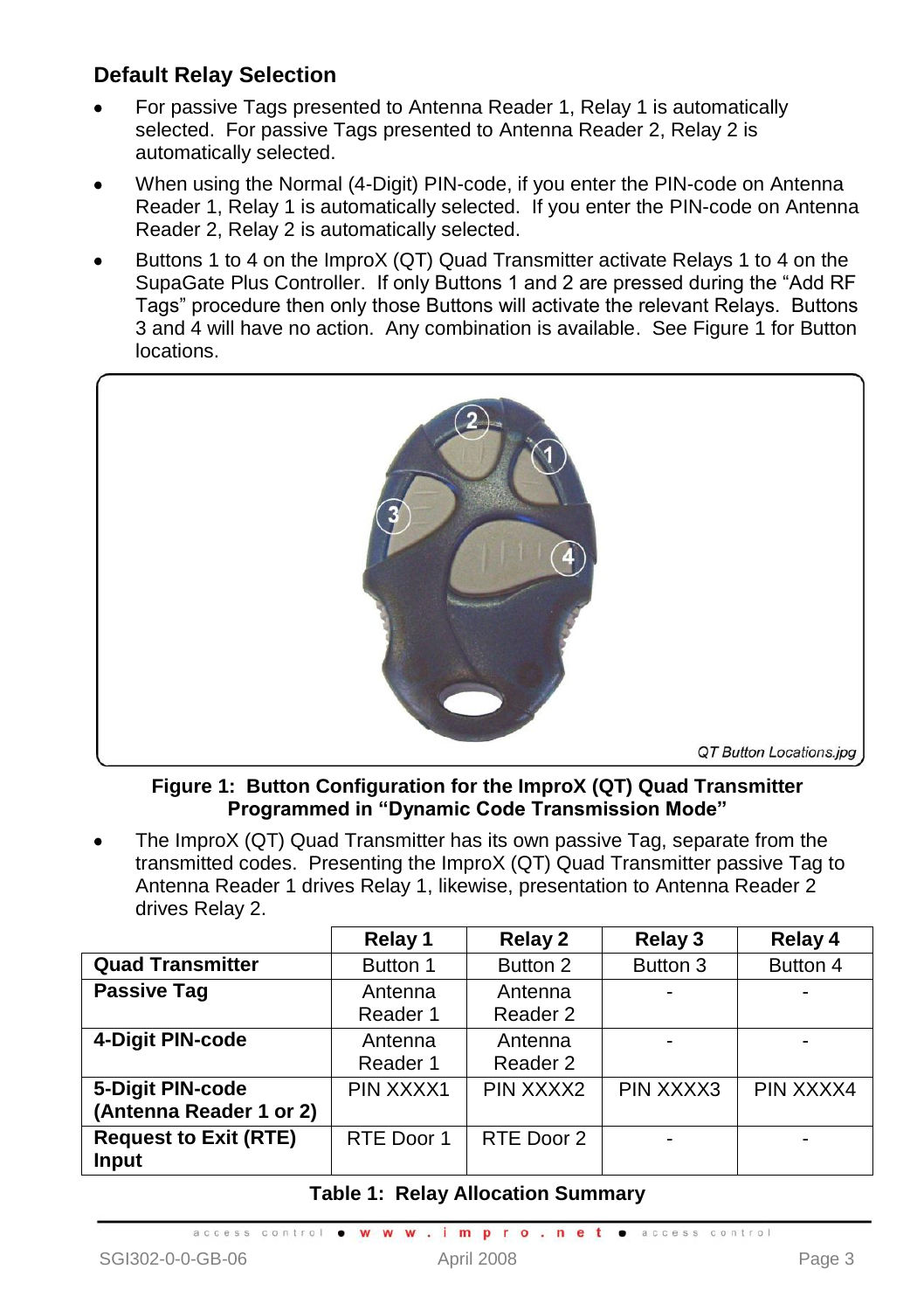### Default Relay Selection

- For passive Tags presented to Antenna Reader 1, Relay 1 is automatically selected. For passive Tags presented to Antenna Reader 2, Relay 2 is automatically selected.
- When using the Normal (4-Digit) PIN-code, if you enter the PIN-code on Antenna Reader 1, Relay 1 is automatically selected. If you enter the PIN-code on Antenna Reader 2, Relay 2 is automatically selected.
- Buttons 1 to 4 on the ImproX (QT) Quad Transmitter activate Relays 1 to 4 on the SupaGate Plus Controller. If only Buttons 1 and 2 are pressed during the “Add RF Tags” procedure then only those Buttons will activate the relevant Relays. Buttons 3 and 4 will have no action. Any combination is available. See Figure 1 for Button locations.

*QT Button Locations.jpg*

**Figure 1: Button Configuration for the ImproX (QT) Quad Transmitter Programmed in “Dynamic Code Transmission Mode”**

- The ImproX (QT) Quad Transmitter has its own passive Tag, separate from the transmitted codes. Presenting the ImproX (QT) Quad Transmitter passive Tag to Antenna Reader 1 drives Relay 1, likewise, presentation to Antenna Reader 2 drives Relay 2.

| | Relay 1 | Relay 2 | Relay 3 | Relay 4 |
|---|---|---|---|---|
| **Quad Transmitter** | Button 1 | Button 2 | Button 3 | Button 4 |
| **Passive Tag** | Antenna Reader 1 | Antenna Reader 2 | - | - |
| **4-Digit PIN-code** | Antenna Reader 1 | Antenna Reader 2 | - | - |
| **5-Digit PIN-code (Antenna Reader 1 or 2)** | PIN XXXX1 | PIN XXXX2 | PIN XXXX3 | PIN XXXX4 |
| **Request to Exit (RTE) Input** | RTE Door 1 | RTE Door 2 | - | - |

**Table 1: Relay Allocation Summary**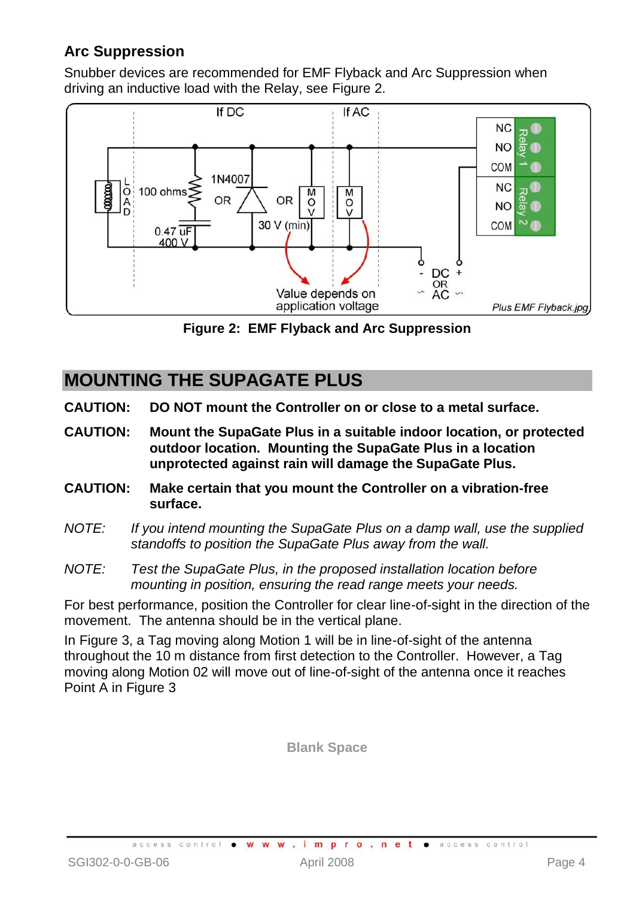## Arc Suppression

Snubber devices are recommended for EMF Flyback and Arc Suppression when driving an inductive load with the Relay, see Figure 2.

**Figure 2: EMF Flyback and Arc Suppression**

# MOUNTING THE SUPAGATE PLUS

**CAUTION: DO NOT mount the Controller on or close to a metal surface.**

**CAUTION: Mount the SupaGate Plus in a suitable indoor location, or protected outdoor location. Mounting the SupaGate Plus in a location unprotected against rain will damage the SupaGate Plus.**

**CAUTION: Make certain that you mount the Controller on a vibration-free surface.**

*NOTE: If you intend mounting the SupaGate Plus on a damp wall, use the supplied standoffs to position the SupaGate Plus away from the wall.*

*NOTE: Test the SupaGate Plus, in the proposed installation location before mounting in position, ensuring the read range meets your needs.*

For best performance, position the Controller for clear line-of-sight in the direction of the movement. The antenna should be in the vertical plane.

In Figure 3, a Tag moving along Motion 1 will be in line-of-sight of the antenna throughout the 10 m distance from first detection to the Controller. However, a Tag moving along Motion 02 will move out of line-of-sight of the antenna once it reaches Point A in Figure 3

**Blank Space**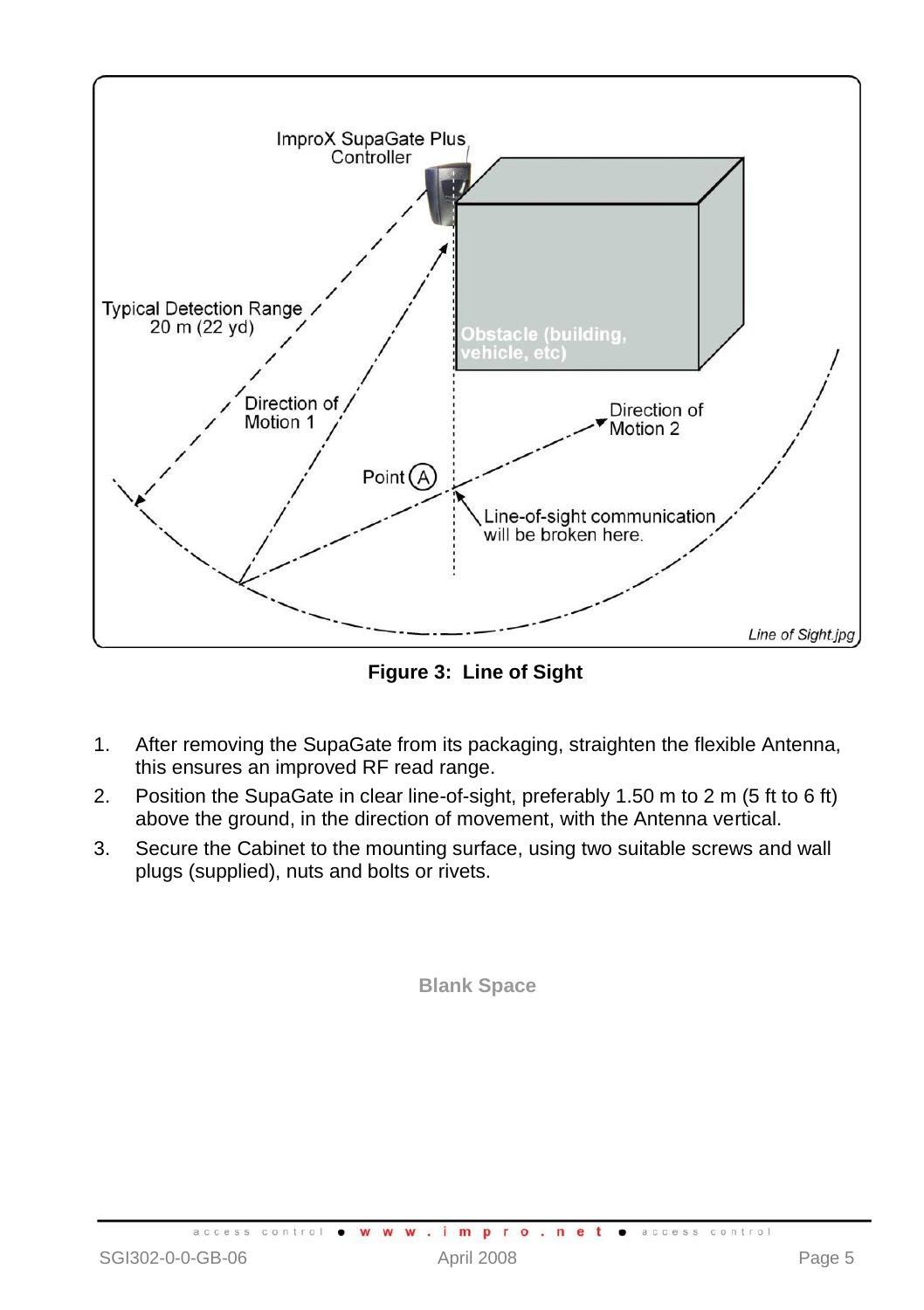**Figure 3: Line of Sight**

1. After removing the SupaGate from its packaging, straighten the flexible Antenna, this ensures an improved RF read range.
2. Position the SupaGate in clear line-of-sight, preferably 1.50 m to 2 m (5 ft to 6 ft) above the ground, in the direction of movement, with the Antenna vertical.
3. Secure the Cabinet to the mounting surface, using two suitable screws and wall plugs (supplied), nuts and bolts or rivets.

Blank Space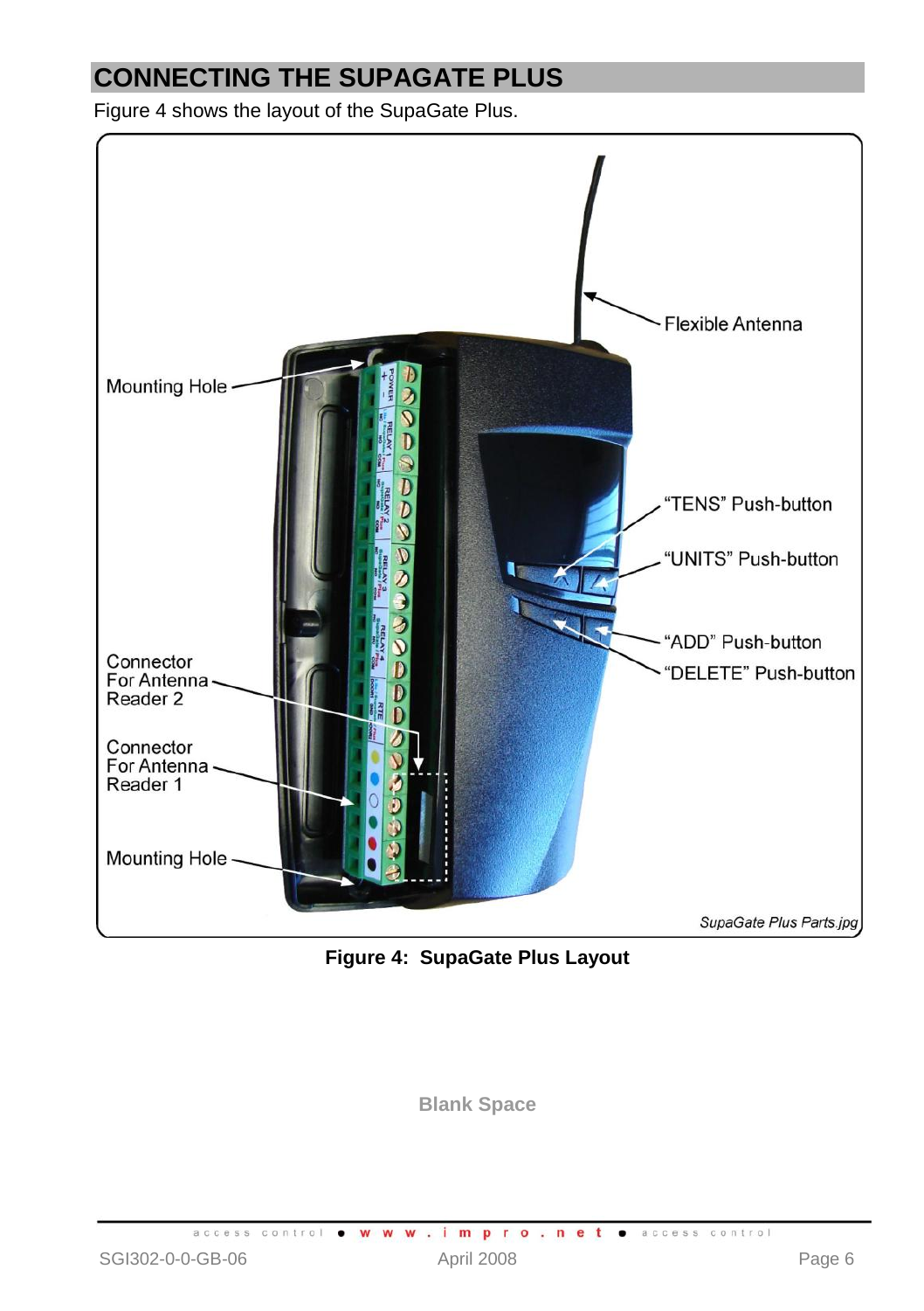# CONNECTING THE SUPAGATE PLUS

Figure 4 shows the layout of the SupaGate Plus.

**Figure 4: SupaGate Plus Layout**

**Blank Space**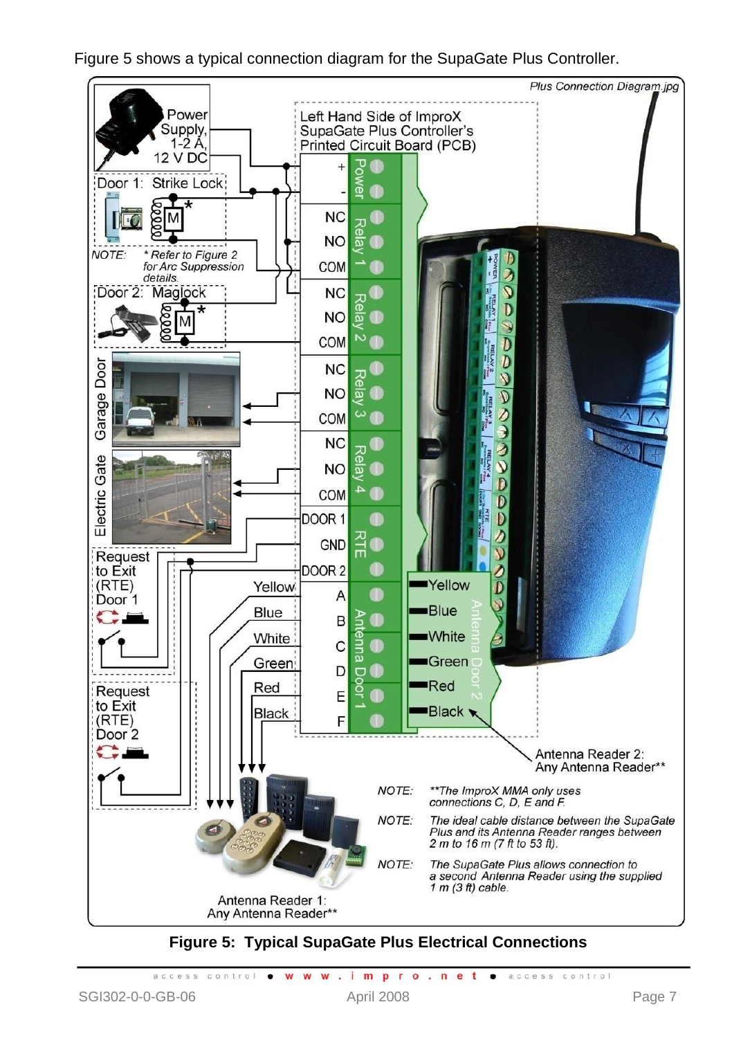Figure 5 shows a typical connection diagram for the SupaGate Plus Controller.

Plus Connection Diagram.jpg

Power Supply, 1-2 A, 12 V DC

Door 1: Strike Lock

NOTE: * Refer to Figure 2 for Arc Suppression details.

Door 2: Maglock

Garage Door

Electric Gate

Request to Exit (RTE) Door 1

Request to Exit (RTE) Door 2

Left Hand Side of ImproX SupaGate Plus Controller's Printed Circuit Board (PCB)

| Terminal group | Terminals |
|---|---|
| Power | +, - |
| Relay 1 | NC, NO, COM |
| Relay 2 | NC, NO, COM |
| Relay 3 | NC, NO, COM |
| Relay 4 | NC, NO, COM |
| RTE | DOOR 1, GND, DOOR 2 |
| Antenna Door 1 | A (Yellow), B (Blue), C (White), D (Green), E (Red), F (Black) |
| Antenna Door 2 | Yellow, Blue, White, Green, Red, Black |

Antenna Reader 2: Any Antenna Reader**

Antenna Reader 1: Any Antenna Reader**

NOTE: **The ImproX MMA only uses connections C, D, E and F.

NOTE: The ideal cable distance between the SupaGate Plus and its Antenna Reader ranges between 2 m to 16 m (7 ft to 53 ft).

NOTE: The SupaGate Plus allows connection to a second Antenna Reader using the supplied 1 m (3 ft) cable.

**Figure 5: Typical SupaGate Plus Electrical Connections**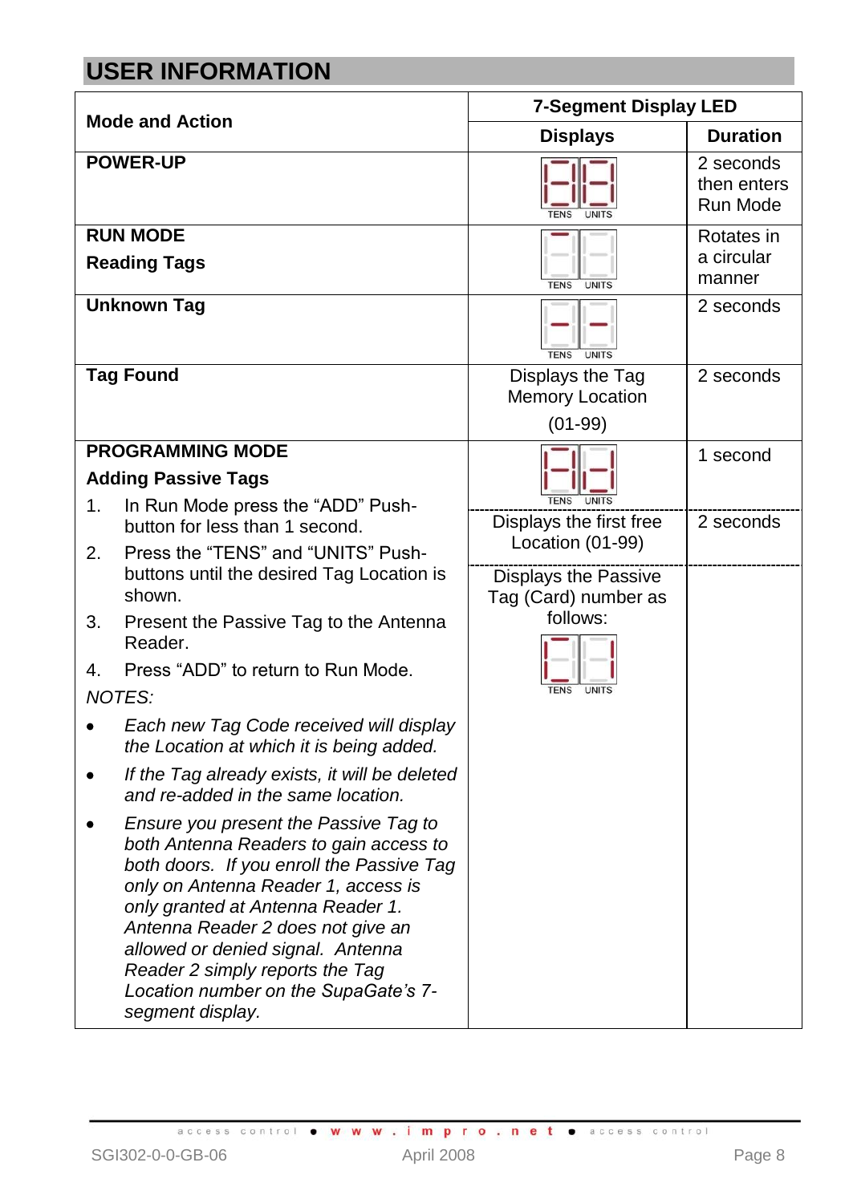## USER INFORMATION

| Mode and Action | 7-Segment Display LED | |
|---|---|---|
| | **Displays** | **Duration** |
| **POWER-UP** | TENS UNITS | 2 seconds then enters Run Mode |
| **RUN MODE**<br>**Reading Tags** | TENS UNITS | Rotates in a circular manner |
| **Unknown Tag** | TENS UNITS | 2 seconds |
| **Tag Found** | Displays the Tag Memory Location (01-99) | 2 seconds |
| **PROGRAMMING MODE**<br>**Adding Passive Tags**<br>1. In Run Mode press the "ADD" Push-button for less than 1 second.<br>2. Press the "TENS" and "UNITS" Push-buttons until the desired Tag Location is shown.<br>3. Present the Passive Tag to the Antenna Reader.<br>4. Press "ADD" to return to Run Mode.<br>*NOTES:*<br>• *Each new Tag Code received will display the Location at which it is being added.*<br>• *If the Tag already exists, it will be deleted and re-added in the same location.*<br>• *Ensure you present the Passive Tag to both Antenna Readers to gain access to both doors. If you enroll the Passive Tag only on Antenna Reader 1, access is only granted at Antenna Reader 1. Antenna Reader 2 does not give an allowed or denied signal. Antenna Reader 2 simply reports the Tag Location number on the SupaGate's 7-segment display.* | TENS UNITS<br>Displays the first free Location (01-99)<br>Displays the Passive Tag (Card) number as follows:<br>TENS UNITS | 1 second<br>2 seconds |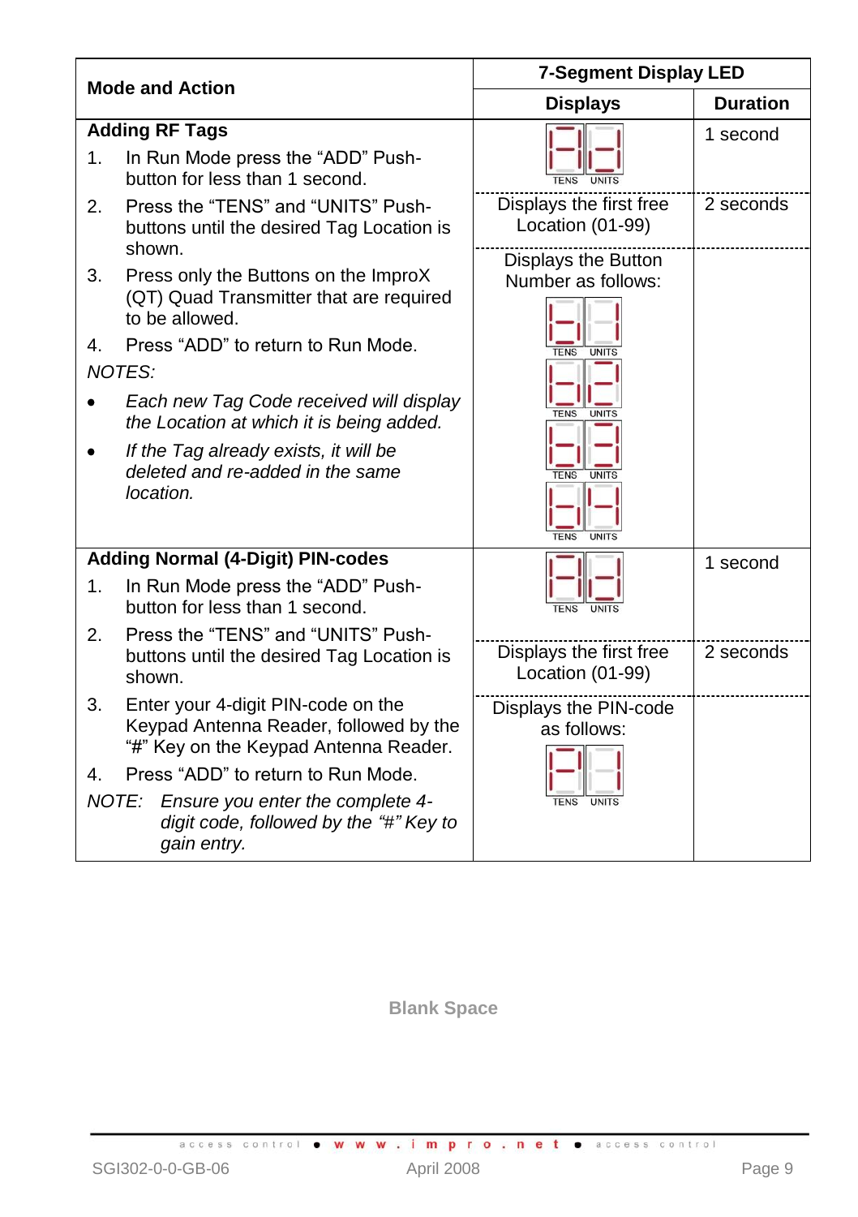<table>
<thead>
<tr><th rowspan="2">Mode and Action</th><th colspan="2">7-Segment Display LED</th></tr>
<tr><th>Displays</th><th>Duration</th></tr>
</thead>
<tbody>
<tr>
<td><b>Adding RF Tags</b><br>1. In Run Mode press the “ADD” Push-button for less than 1 second.</td>
<td>[7-segment display: TENS / UNITS]</td>
<td>1 second</td>
</tr>
<tr>
<td>2. Press the “TENS” and “UNITS” Push-buttons until the desired Tag Location is shown.</td>
<td>Displays the first free Location (01-99)</td>
<td>2 seconds</td>
</tr>
<tr>
<td>3. Press only the Buttons on the ImproX (QT) Quad Transmitter that are required to be allowed.<br>4. Press “ADD” to return to Run Mode.<br><i>NOTES:</i><br>• <i>Each new Tag Code received will display the Location at which it is being added.</i><br>• <i>If the Tag already exists, it will be deleted and re-added in the same location.</i></td>
<td>Displays the Button Number as follows:<br>[7-segment display: TENS / UNITS]<br>[7-segment display: TENS / UNITS]<br>[7-segment display: TENS / UNITS]<br>[7-segment display: TENS / UNITS]</td>
<td></td>
</tr>
<tr>
<td><b>Adding Normal (4-Digit) PIN-codes</b><br>1. In Run Mode press the “ADD” Push-button for less than 1 second.</td>
<td>[7-segment display: TENS / UNITS]</td>
<td>1 second</td>
</tr>
<tr>
<td>2. Press the “TENS” and “UNITS” Push-buttons until the desired Tag Location is shown.</td>
<td>Displays the first free Location (01-99)</td>
<td>2 seconds</td>
</tr>
<tr>
<td>3. Enter your 4-digit PIN-code on the Keypad Antenna Reader, followed by the “#” Key on the Keypad Antenna Reader.<br>4. Press “ADD” to return to Run Mode.<br><i>NOTE: Ensure you enter the complete 4-digit code, followed by the “#” Key to gain entry.</i></td>
<td>Displays the PIN-code as follows:<br>[7-segment display: TENS / UNITS]</td>
<td></td>
</tr>
</tbody>
</table>

**Blank Space**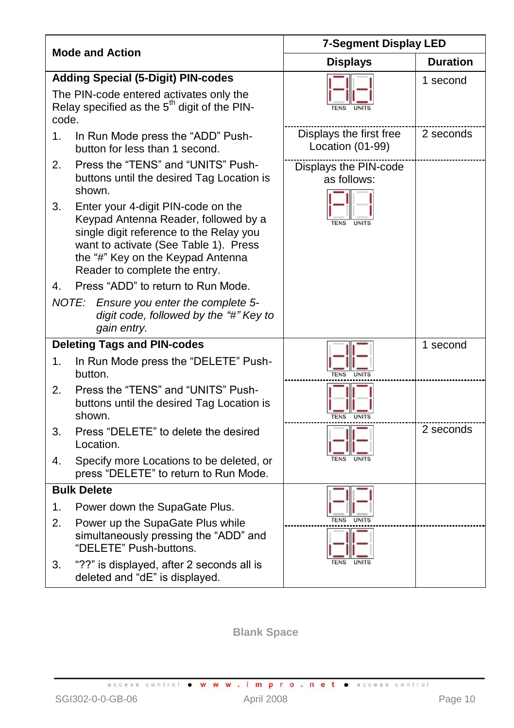| Mode and Action | 7-Segment Display LED | |
|---|---|---|
| | **Displays** | **Duration** |
| **Adding Special (5-Digit) PIN-codes**<br>The PIN-code entered activates only the Relay specified as the 5th digit of the PIN-code. | | 1 second |
| 1. In Run Mode press the "ADD" Push-button for less than 1 second. | Displays the first free Location (01-99) | 2 seconds |
| 2. Press the "TENS" and "UNITS" Push-buttons until the desired Tag Location is shown.<br>3. Enter your 4-digit PIN-code on the Keypad Antenna Reader, followed by a single digit reference to the Relay you want to activate (See Table 1). Press the "#" Key on the Keypad Antenna Reader to complete the entry.<br>4. Press "ADD" to return to Run Mode.<br>*NOTE: Ensure you enter the complete 5-digit code, followed by the "#" Key to gain entry.* | Displays the PIN-code as follows: | |
| **Deleting Tags and PIN-codes**<br>1. In Run Mode press the "DELETE" Push-button. | | 1 second |
| 2. Press the "TENS" and "UNITS" Push-buttons until the desired Tag Location is shown. | | |
| 3. Press "DELETE" to delete the desired Location.<br>4. Specify more Locations to be deleted, or press "DELETE" to return to Run Mode. | | 2 seconds |
| **Bulk Delete**<br>1. Power down the SupaGate Plus.<br>2. Power up the SupaGate Plus while simultaneously pressing the "ADD" and "DELETE" Push-buttons. | | |
| 3. "??" is displayed, after 2 seconds all is deleted and "dE" is displayed. | | |

Blank Space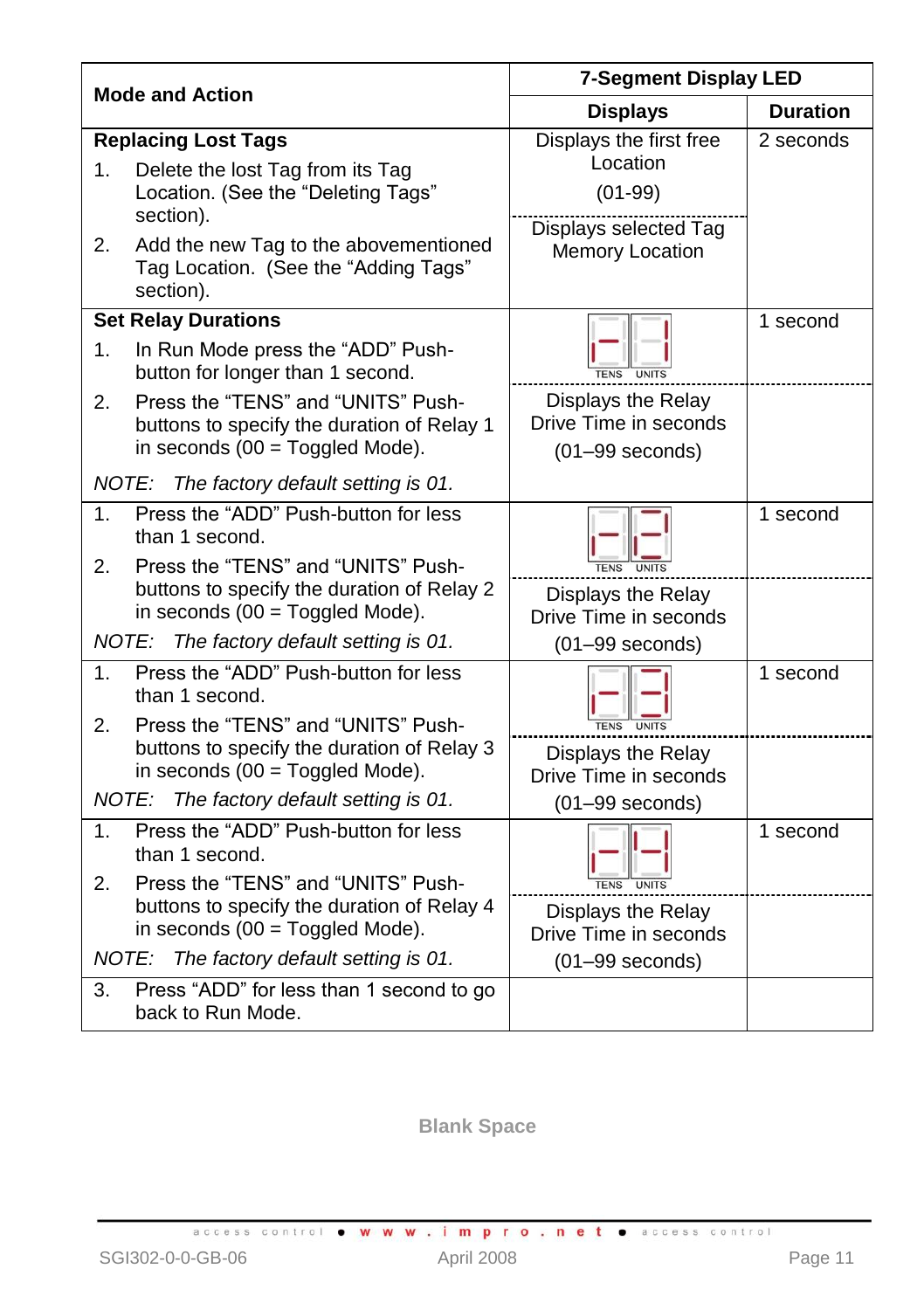| Mode and Action | 7-Segment Display LED | |
|---|---|---|
| | **Displays** | **Duration** |
| **Replacing Lost Tags**<br>1. Delete the lost Tag from its Tag Location. (See the "Deleting Tags" section).<br>2. Add the new Tag to the abovementioned Tag Location. (See the "Adding Tags" section). | Displays the first free Location (01-99)<br>Displays selected Tag Memory Location | 2 seconds |
| **Set Relay Durations**<br>1. In Run Mode press the "ADD" Push-button for longer than 1 second.<br>2. Press the "TENS" and "UNITS" Push-buttons to specify the duration of Relay 1 in seconds (00 = Toggled Mode).<br>*NOTE: The factory default setting is 01.* | [TENS UNITS display]<br>Displays the Relay Drive Time in seconds (01–99 seconds) | 1 second |
| 1. Press the "ADD" Push-button for less than 1 second.<br>2. Press the "TENS" and "UNITS" Push-buttons to specify the duration of Relay 2 in seconds (00 = Toggled Mode).<br>*NOTE: The factory default setting is 01.* | [TENS UNITS display]<br>Displays the Relay Drive Time in seconds (01–99 seconds) | 1 second |
| 1. Press the "ADD" Push-button for less than 1 second.<br>2. Press the "TENS" and "UNITS" Push-buttons to specify the duration of Relay 3 in seconds (00 = Toggled Mode).<br>*NOTE: The factory default setting is 01.* | [TENS UNITS display]<br>Displays the Relay Drive Time in seconds (01–99 seconds) | 1 second |
| 1. Press the "ADD" Push-button for less than 1 second.<br>2. Press the "TENS" and "UNITS" Push-buttons to specify the duration of Relay 4 in seconds (00 = Toggled Mode).<br>*NOTE: The factory default setting is 01.* | [TENS UNITS display]<br>Displays the Relay Drive Time in seconds (01–99 seconds) | 1 second |
| 3. Press "ADD" for less than 1 second to go back to Run Mode. | | |

**Blank Space**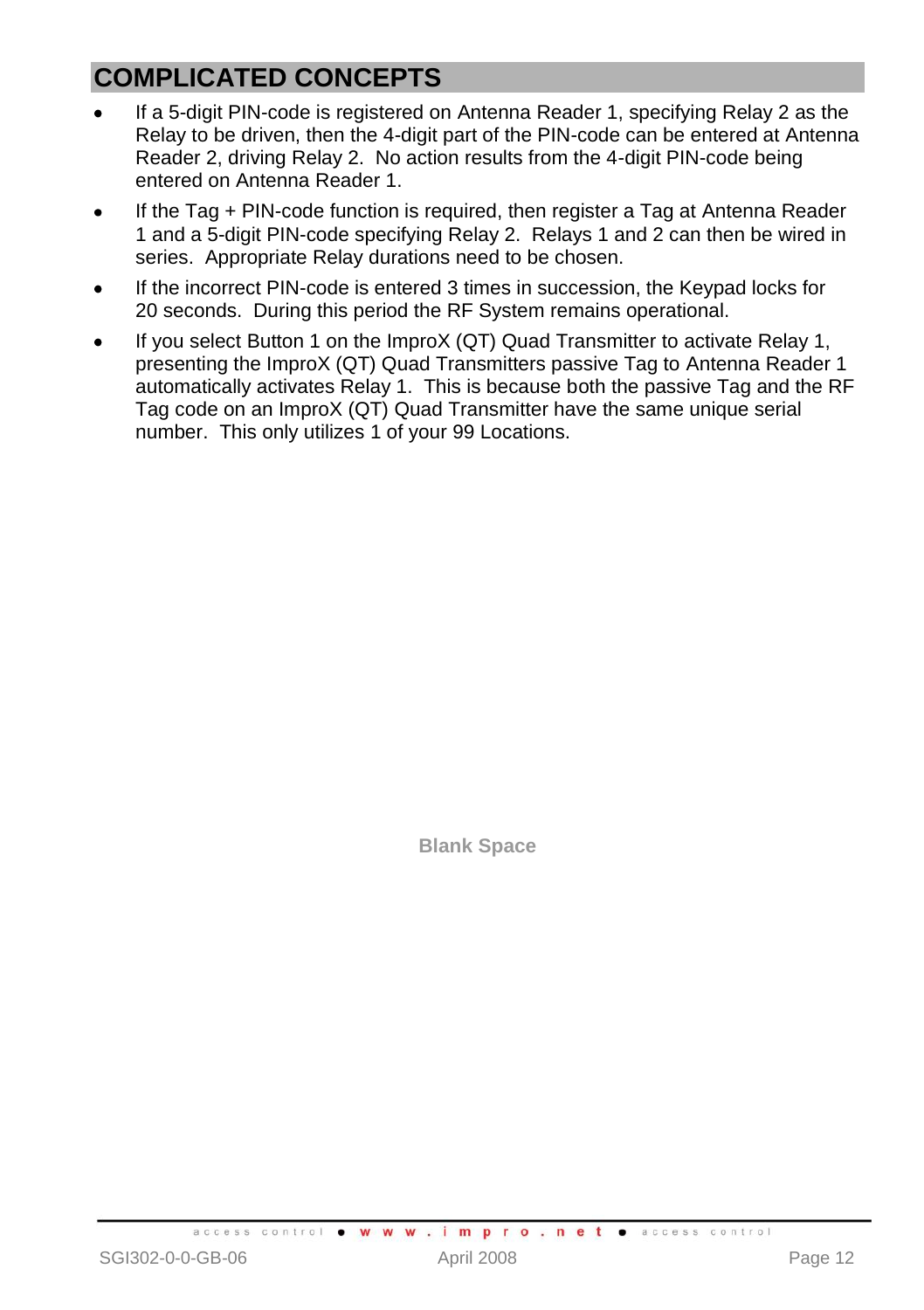# COMPLICATED CONCEPTS

- If a 5-digit PIN-code is registered on Antenna Reader 1, specifying Relay 2 as the Relay to be driven, then the 4-digit part of the PIN-code can be entered at Antenna Reader 2, driving Relay 2. No action results from the 4-digit PIN-code being entered on Antenna Reader 1.
- If the Tag + PIN-code function is required, then register a Tag at Antenna Reader 1 and a 5-digit PIN-code specifying Relay 2. Relays 1 and 2 can then be wired in series. Appropriate Relay durations need to be chosen.
- If the incorrect PIN-code is entered 3 times in succession, the Keypad locks for 20 seconds. During this period the RF System remains operational.
- If you select Button 1 on the ImproX (QT) Quad Transmitter to activate Relay 1, presenting the ImproX (QT) Quad Transmitters passive Tag to Antenna Reader 1 automatically activates Relay 1. This is because both the passive Tag and the RF Tag code on an ImproX (QT) Quad Transmitter have the same unique serial number. This only utilizes 1 of your 99 Locations.

Blank Space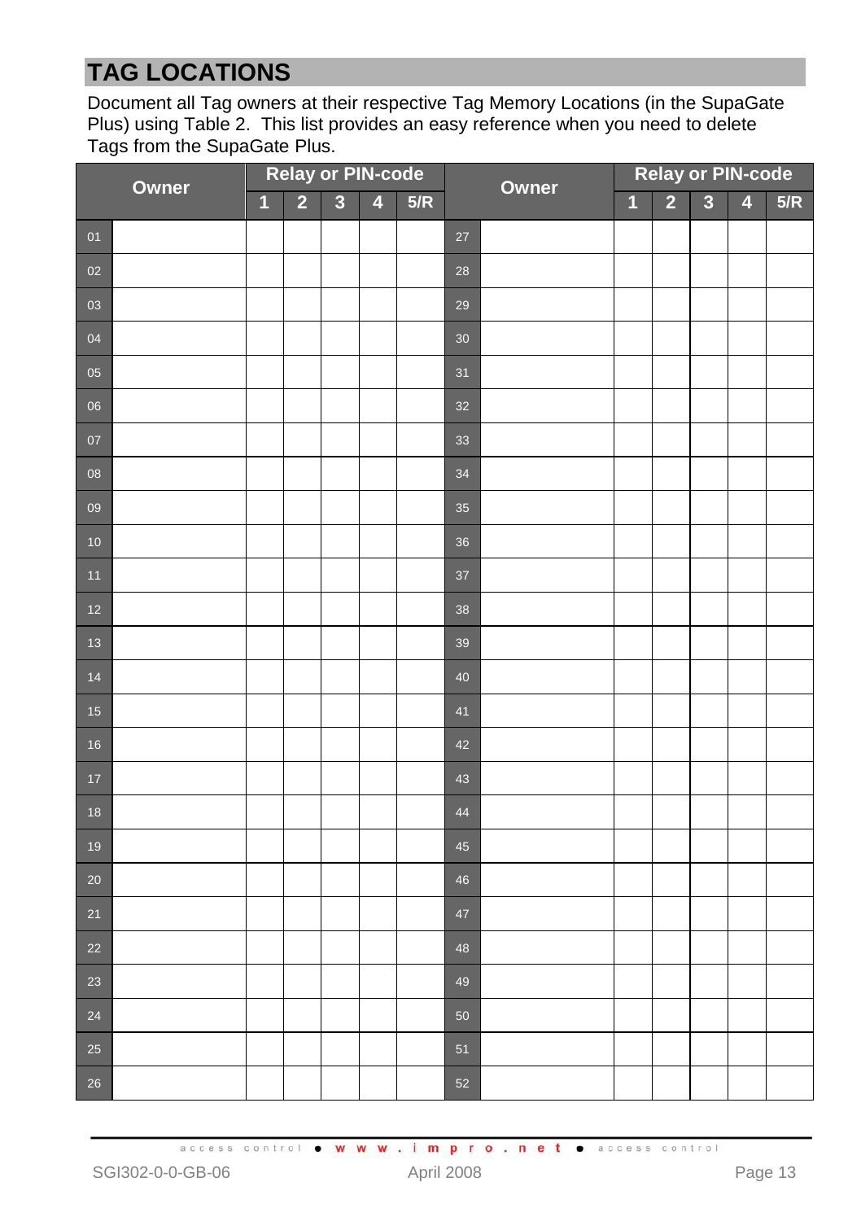# TAG LOCATIONS

Document all Tag owners at their respective Tag Memory Locations (in the SupaGate Plus) using Table 2. This list provides an easy reference when you need to delete Tags from the SupaGate Plus.

| Owner | | Relay or PIN-code | | | | | Owner | | Relay or PIN-code | | | | |
|---|---|---|---|---|---|---|---|---|---|---|---|---|---|
| | | 1 | 2 | 3 | 4 | 5/R | | | 1 | 2 | 3 | 4 | 5/R |
| 01 | | | | | | | 27 | | | | | | |
| 02 | | | | | | | 28 | | | | | | |
| 03 | | | | | | | 29 | | | | | | |
| 04 | | | | | | | 30 | | | | | | |
| 05 | | | | | | | 31 | | | | | | |
| 06 | | | | | | | 32 | | | | | | |
| 07 | | | | | | | 33 | | | | | | |
| 08 | | | | | | | 34 | | | | | | |
| 09 | | | | | | | 35 | | | | | | |
| 10 | | | | | | | 36 | | | | | | |
| 11 | | | | | | | 37 | | | | | | |
| 12 | | | | | | | 38 | | | | | | |
| 13 | | | | | | | 39 | | | | | | |
| 14 | | | | | | | 40 | | | | | | |
| 15 | | | | | | | 41 | | | | | | |
| 16 | | | | | | | 42 | | | | | | |
| 17 | | | | | | | 43 | | | | | | |
| 18 | | | | | | | 44 | | | | | | |
| 19 | | | | | | | 45 | | | | | | |
| 20 | | | | | | | 46 | | | | | | |
| 21 | | | | | | | 47 | | | | | | |
| 22 | | | | | | | 48 | | | | | | |
| 23 | | | | | | | 49 | | | | | | |
| 24 | | | | | | | 50 | | | | | | |
| 25 | | | | | | | 51 | | | | | | |
| 26 | | | | | | | 52 | | | | | | |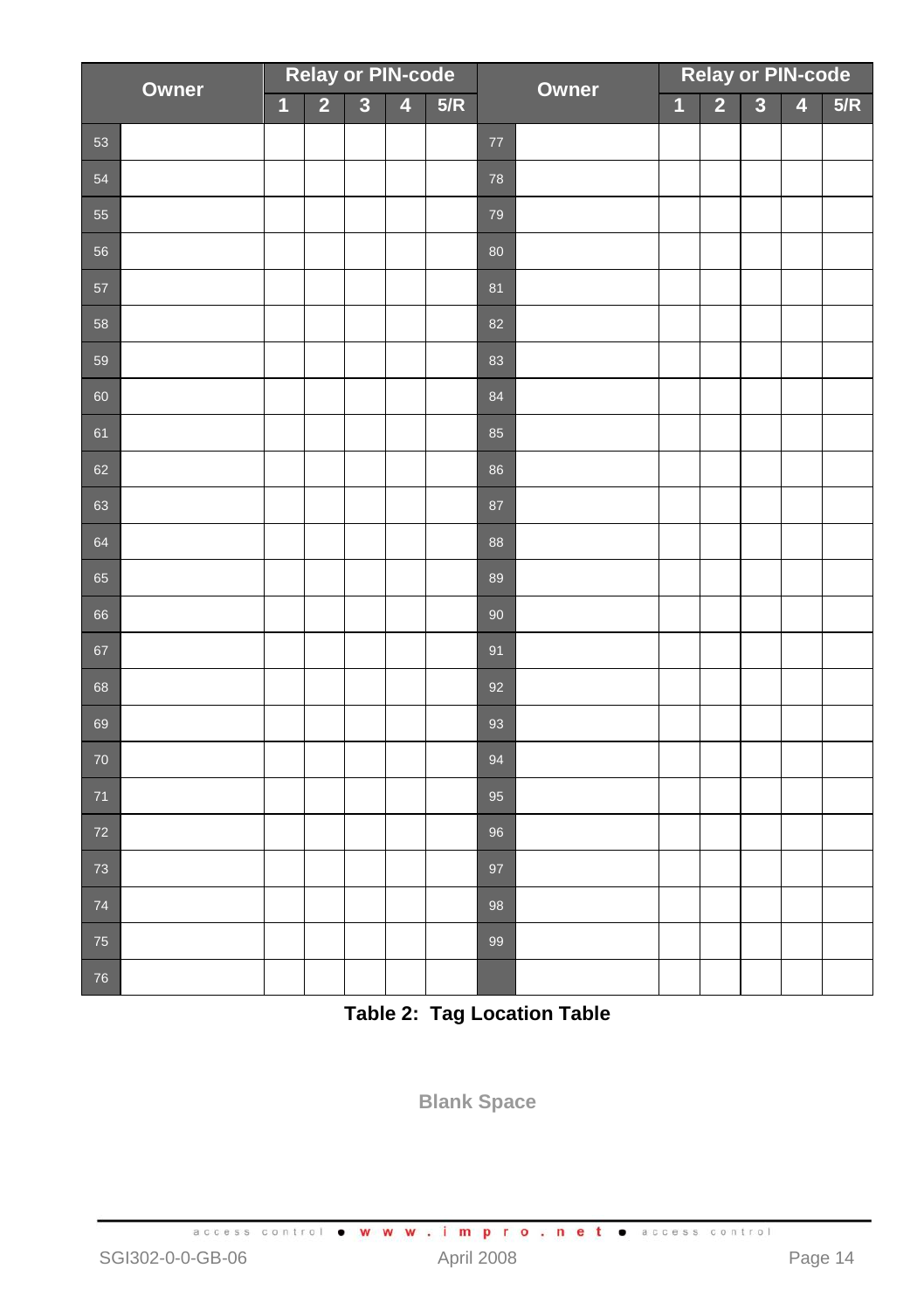| Owner | | Relay or PIN-code | | | | | Owner | | Relay or PIN-code | | | | |
|---|---|---|---|---|---|---|---|---|---|---|---|---|---|
| | | 1 | 2 | 3 | 4 | 5/R | | | 1 | 2 | 3 | 4 | 5/R |
| 53 | | | | | | | 77 | | | | | | |
| 54 | | | | | | | 78 | | | | | | |
| 55 | | | | | | | 79 | | | | | | |
| 56 | | | | | | | 80 | | | | | | |
| 57 | | | | | | | 81 | | | | | | |
| 58 | | | | | | | 82 | | | | | | |
| 59 | | | | | | | 83 | | | | | | |
| 60 | | | | | | | 84 | | | | | | |
| 61 | | | | | | | 85 | | | | | | |
| 62 | | | | | | | 86 | | | | | | |
| 63 | | | | | | | 87 | | | | | | |
| 64 | | | | | | | 88 | | | | | | |
| 65 | | | | | | | 89 | | | | | | |
| 66 | | | | | | | 90 | | | | | | |
| 67 | | | | | | | 91 | | | | | | |
| 68 | | | | | | | 92 | | | | | | |
| 69 | | | | | | | 93 | | | | | | |
| 70 | | | | | | | 94 | | | | | | |
| 71 | | | | | | | 95 | | | | | | |
| 72 | | | | | | | 96 | | | | | | |
| 73 | | | | | | | 97 | | | | | | |
| 74 | | | | | | | 98 | | | | | | |
| 75 | | | | | | | 99 | | | | | | |
| 76 | | | | | | | | | | | | | |

**Table 2: Tag Location Table**

**Blank Space**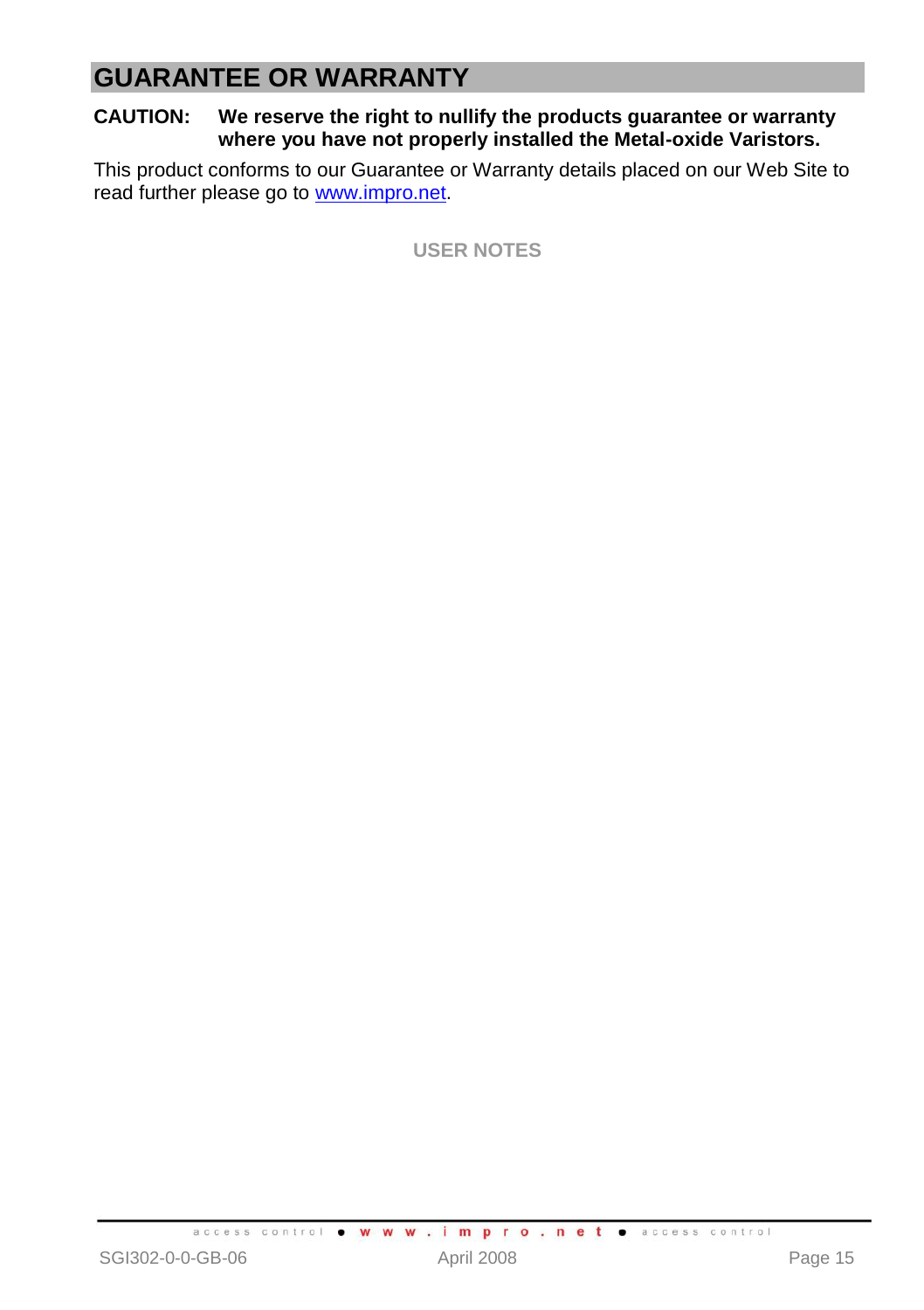# GUARANTEE OR WARRANTY

**CAUTION: We reserve the right to nullify the products guarantee or warranty where you have not properly installed the Metal-oxide Varistors.**

This product conforms to our Guarantee or Warranty details placed on our Web Site to read further please go to [www.impro.net](www.impro.net).

## USER NOTES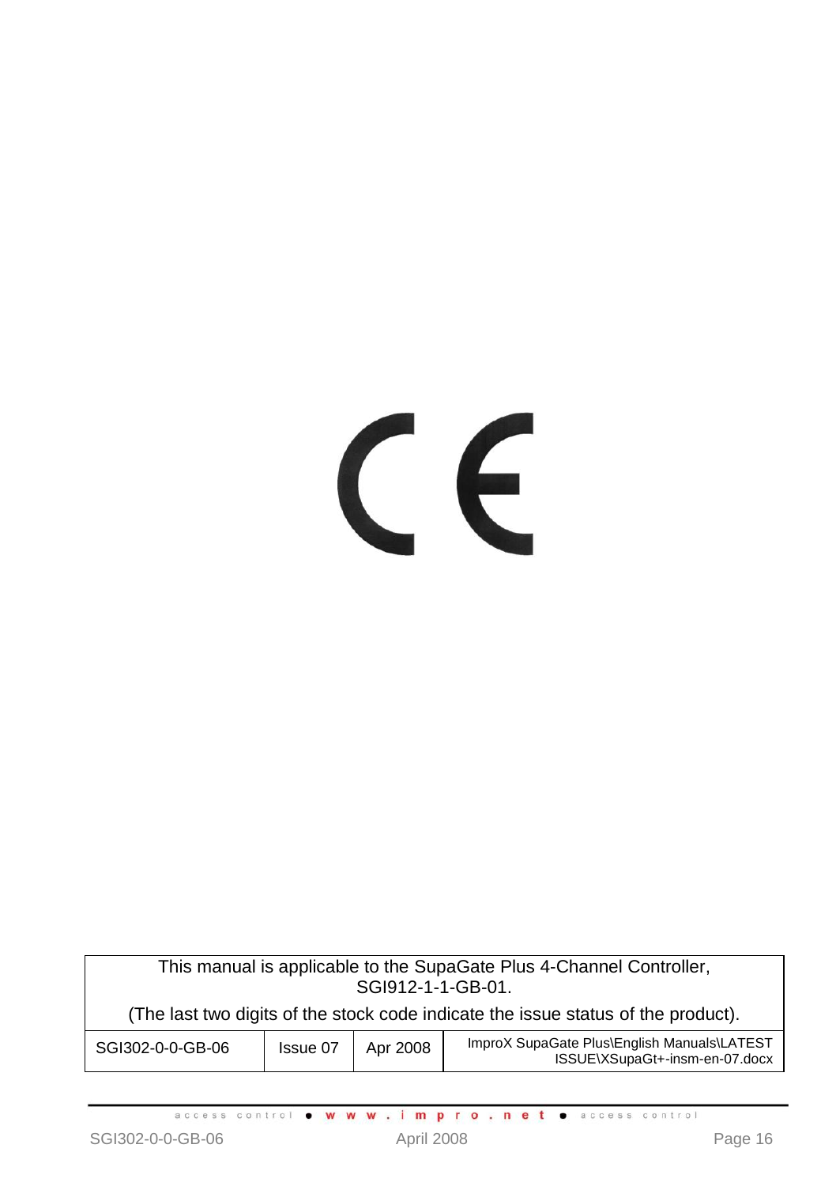| | | | |
|---|---|---|---|
| This manual is applicable to the SupaGate Plus 4-Channel Controller, SGI912-1-1-GB-01. (The last two digits of the stock code indicate the issue status of the product). | | | |
| SGI302-0-0-GB-06 | Issue 07 | Apr 2008 | ImproX SupaGate Plus\English Manuals\LATEST ISSUE\XSupaGt+-insm-en-07.docx |